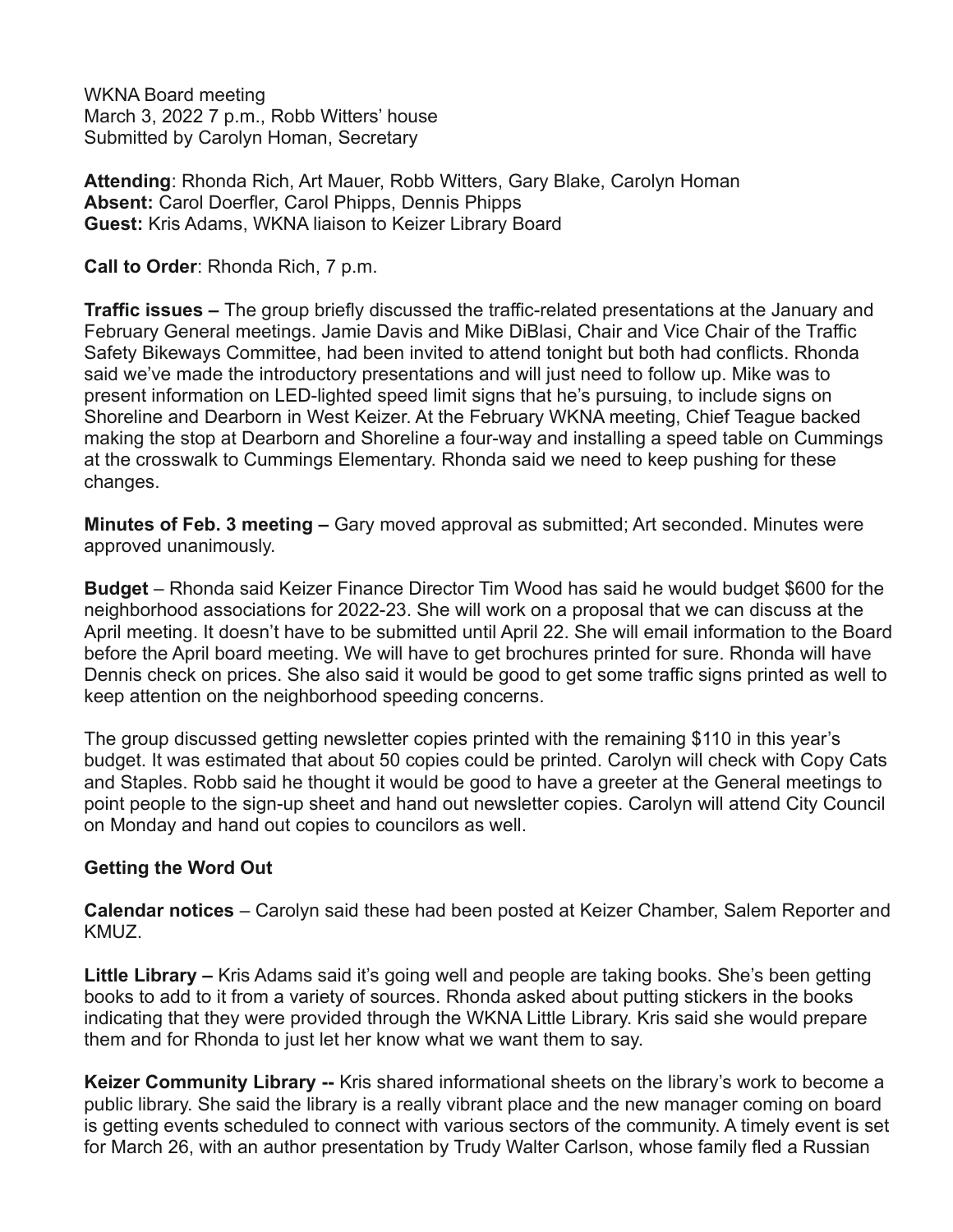WKNA Board meeting
March 3, 2022 7 p.m., Robb Witters' house
Submitted by Carolyn Homan, Secretary

**Attending**: Rhonda Rich, Art Mauer, Robb Witters, Gary Blake, Carolyn Homan
**Absent:** Carol Doerfler, Carol Phipps, Dennis Phipps
**Guest:** Kris Adams, WKNA liaison to Keizer Library Board

**Call to Order**: Rhonda Rich, 7 p.m.

**Traffic issues –** The group briefly discussed the traffic-related presentations at the January and February General meetings. Jamie Davis and Mike DiBlasi, Chair and Vice Chair of the Traffic Safety Bikeways Committee, had been invited to attend tonight but both had conflicts. Rhonda said we've made the introductory presentations and will just need to follow up. Mike was to present information on LED-lighted speed limit signs that he's pursuing, to include signs on Shoreline and Dearborn in West Keizer. At the February WKNA meeting, Chief Teague backed making the stop at Dearborn and Shoreline a four-way and installing a speed table on Cummings at the crosswalk to Cummings Elementary. Rhonda said we need to keep pushing for these changes.

**Minutes of Feb. 3 meeting –** Gary moved approval as submitted; Art seconded. Minutes were approved unanimously.

**Budget** – Rhonda said Keizer Finance Director Tim Wood has said he would budget $600 for the neighborhood associations for 2022-23. She will work on a proposal that we can discuss at the April meeting. It doesn't have to be submitted until April 22. She will email information to the Board before the April board meeting. We will have to get brochures printed for sure. Rhonda will have Dennis check on prices. She also said it would be good to get some traffic signs printed as well to keep attention on the neighborhood speeding concerns.

The group discussed getting newsletter copies printed with the remaining $110 in this year's budget. It was estimated that about 50 copies could be printed. Carolyn will check with Copy Cats and Staples. Robb said he thought it would be good to have a greeter at the General meetings to point people to the sign-up sheet and hand out newsletter copies. Carolyn will attend City Council on Monday and hand out copies to councilors as well.

**Getting the Word Out**

**Calendar notices** – Carolyn said these had been posted at Keizer Chamber, Salem Reporter and KMUZ.

**Little Library –** Kris Adams said it's going well and people are taking books. She's been getting books to add to it from a variety of sources. Rhonda asked about putting stickers in the books indicating that they were provided through the WKNA Little Library. Kris said she would prepare them and for Rhonda to just let her know what we want them to say.

**Keizer Community Library --** Kris shared informational sheets on the library's work to become a public library. She said the library is a really vibrant place and the new manager coming on board is getting events scheduled to connect with various sectors of the community. A timely event is set for March 26, with an author presentation by Trudy Walter Carlson, whose family fled a Russian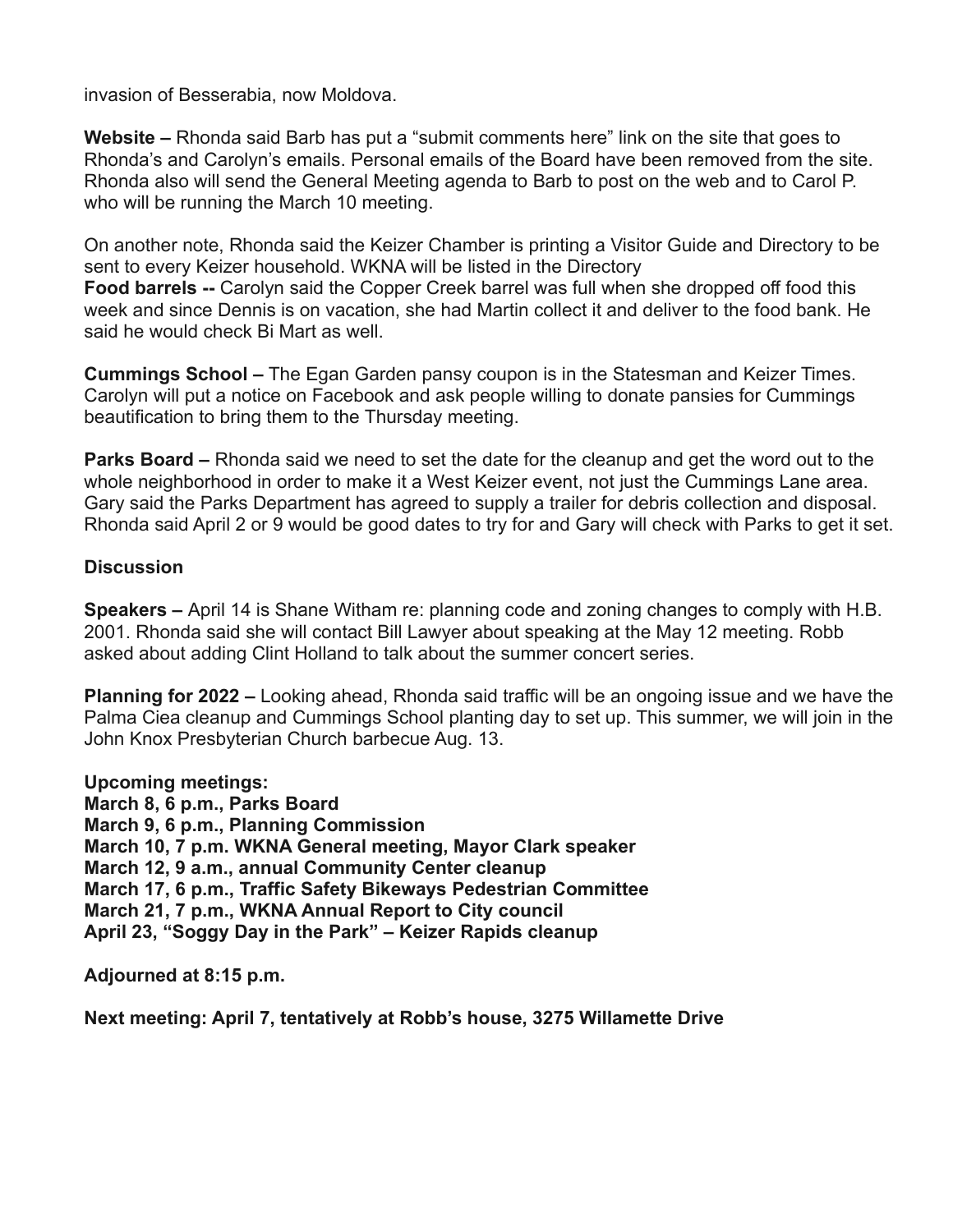invasion of Besserabia, now Moldova.

**Website –** Rhonda said Barb has put a "submit comments here" link on the site that goes to Rhonda's and Carolyn's emails. Personal emails of the Board have been removed from the site. Rhonda also will send the General Meeting agenda to Barb to post on the web and to Carol P. who will be running the March 10 meeting.

On another note, Rhonda said the Keizer Chamber is printing a Visitor Guide and Directory to be sent to every Keizer household. WKNA will be listed in the Directory

**Food barrels --** Carolyn said the Copper Creek barrel was full when she dropped off food this week and since Dennis is on vacation, she had Martin collect it and deliver to the food bank. He said he would check Bi Mart as well.

**Cummings School –** The Egan Garden pansy coupon is in the Statesman and Keizer Times. Carolyn will put a notice on Facebook and ask people willing to donate pansies for Cummings beautification to bring them to the Thursday meeting.

**Parks Board –** Rhonda said we need to set the date for the cleanup and get the word out to the whole neighborhood in order to make it a West Keizer event, not just the Cummings Lane area. Gary said the Parks Department has agreed to supply a trailer for debris collection and disposal. Rhonda said April 2 or 9 would be good dates to try for and Gary will check with Parks to get it set.

**Discussion**

**Speakers –** April 14 is Shane Witham re: planning code and zoning changes to comply with H.B. 2001. Rhonda said she will contact Bill Lawyer about speaking at the May 12 meeting. Robb asked about adding Clint Holland to talk about the summer concert series.

**Planning for 2022 –** Looking ahead, Rhonda said traffic will be an ongoing issue and we have the Palma Ciea cleanup and Cummings School planting day to set up. This summer, we will join in the John Knox Presbyterian Church barbecue Aug. 13.

**Upcoming meetings:**
**March 8, 6 p.m., Parks Board**
**March 9, 6 p.m., Planning Commission**
**March 10, 7 p.m. WKNA General meeting, Mayor Clark speaker**
**March 12, 9 a.m., annual Community Center cleanup**
**March 17, 6 p.m., Traffic Safety Bikeways Pedestrian Committee**
**March 21, 7 p.m., WKNA Annual Report to City council**
**April 23, "Soggy Day in the Park" – Keizer Rapids cleanup**

**Adjourned at 8:15 p.m.**

**Next meeting: April 7, tentatively at Robb's house, 3275 Willamette Drive**